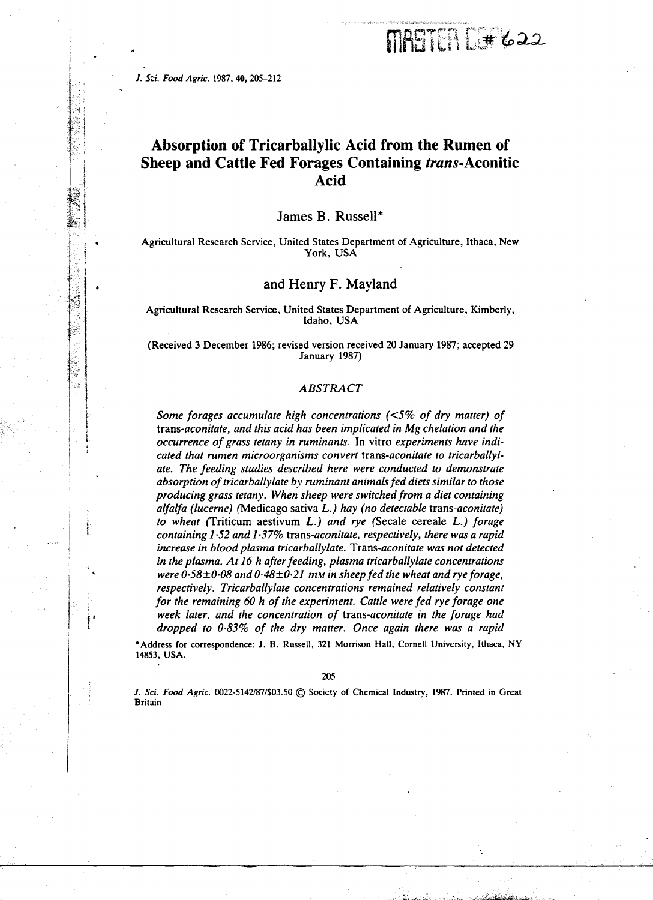# Absorption of Tricarballylic Acid from the Rumen of Sheep and Cattle Fed Forages Containing *trans*-Aconitic Acid

## James B. Russell*

Agricultural Research Service, United States Department of Agriculture, Ithaca, New York, USA

## and Henry F. Mayland

Agricultural Research Service, United States Department of Agriculture, Kimberly, Idaho, USA

(Received 3 December 1986; revised version received 20 January 1987; accepted 29 January 1987)

### ABSTRACT

*Some forages accumulate high concentrations (<5% of dry matter) of* trans-*aconitate, and this acid has been implicated in Mg chelation and the occurrence of grass tetany in ruminants.* In vitro *experiments have indicated that rumen microorganisms convert* trans-*aconitate to tricarballylate. The feeding studies described here were conducted to demonstrate absorption of tricarballylate by ruminant animals fed diets similar to those producing grass tetany. When sheep were switched from a diet containing alfalfa (lucerne) (*Medicago sativa *L.) hay (no detectable* trans-*aconitate) to wheat (*Triticum aestivum *L.) and rye (*Secale cereale *L.) forage containing 1·52 and 1·37%* trans-*aconitate, respectively, there was a rapid increase in blood plasma tricarballylate.* Trans-*aconitate was not detected in the plasma. At 16 h after feeding, plasma tricarballylate concentrations were 0·58±0·08 and 0·48±0·21 mM in sheep fed the wheat and rye forage, respectively. Tricarballylate concentrations remained relatively constant for the remaining 60 h of the experiment. Cattle were fed rye forage one week later, and the concentration of* trans-*aconitate in the forage had dropped to 0·83% of the dry matter. Once again there was a rapid*

*Address for correspondence: J. B. Russell, 321 Morrison Hall, Cornell University, Ithaca, NY 14853, USA.

*J. Sci. Food Agric.* 0022-5142/87/$03.50 © Society of Chemical Industry, 1987. Printed in Great Britain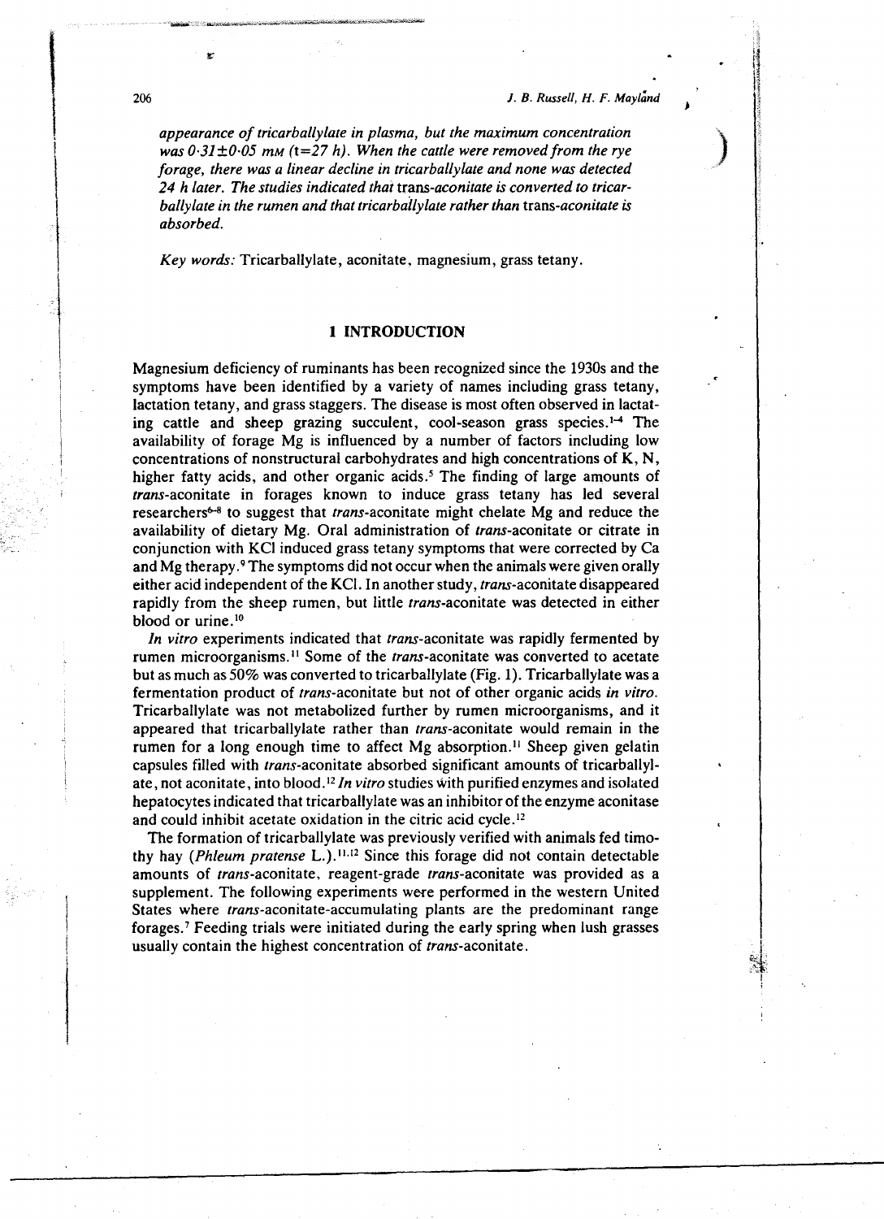*appearance of tricarballylate in plasma, but the maximum concentration was 0·31±0·05 mM (t=27 h). When the cattle were removed from the rye forage, there was a linear decline in tricarballylate and none was detected 24 h later. The studies indicated that* trans*-aconitate is converted to tricarballylate in the rumen and that tricarballylate rather than* trans*-aconitate is absorbed.*

*Key words:* Tricarballylate, aconitate, magnesium, grass tetany.

## 1 INTRODUCTION

Magnesium deficiency of ruminants has been recognized since the 1930s and the symptoms have been identified by a variety of names including grass tetany, lactation tetany, and grass staggers. The disease is most often observed in lactating cattle and sheep grazing succulent, cool-season grass species.[1-4] The availability of forage Mg is influenced by a number of factors including low concentrations of nonstructural carbohydrates and high concentrations of K, N, higher fatty acids, and other organic acids.[5] The finding of large amounts of *trans*-aconitate in forages known to induce grass tetany has led several researchers[6-8] to suggest that *trans*-aconitate might chelate Mg and reduce the availability of dietary Mg. Oral administration of *trans*-aconitate or citrate in conjunction with KCl induced grass tetany symptoms that were corrected by Ca and Mg therapy.[9] The symptoms did not occur when the animals were given orally either acid independent of the KCl. In another study, *trans*-aconitate disappeared rapidly from the sheep rumen, but little *trans*-aconitate was detected in either blood or urine.[10]

*In vitro* experiments indicated that *trans*-aconitate was rapidly fermented by rumen microorganisms.[11] Some of the *trans*-aconitate was converted to acetate but as much as 50% was converted to tricarballylate (Fig. 1). Tricarballylate was a fermentation product of *trans*-aconitate but not of other organic acids *in vitro*. Tricarballylate was not metabolized further by rumen microorganisms, and it appeared that tricarballylate rather than *trans*-aconitate would remain in the rumen for a long enough time to affect Mg absorption.[11] Sheep given gelatin capsules filled with *trans*-aconitate absorbed significant amounts of tricarballylate, not aconitate, into blood.[12] *In vitro* studies with purified enzymes and isolated hepatocytes indicated that tricarballylate was an inhibitor of the enzyme aconitase and could inhibit acetate oxidation in the citric acid cycle.[12]

The formation of tricarballylate was previously verified with animals fed timothy hay (*Phleum pratense* L.).[11,12] Since this forage did not contain detectable amounts of *trans*-aconitate, reagent-grade *trans*-aconitate was provided as a supplement. The following experiments were performed in the western United States where *trans*-aconitate-accumulating plants are the predominant range forages.[7] Feeding trials were initiated during the early spring when lush grasses usually contain the highest concentration of *trans*-aconitate.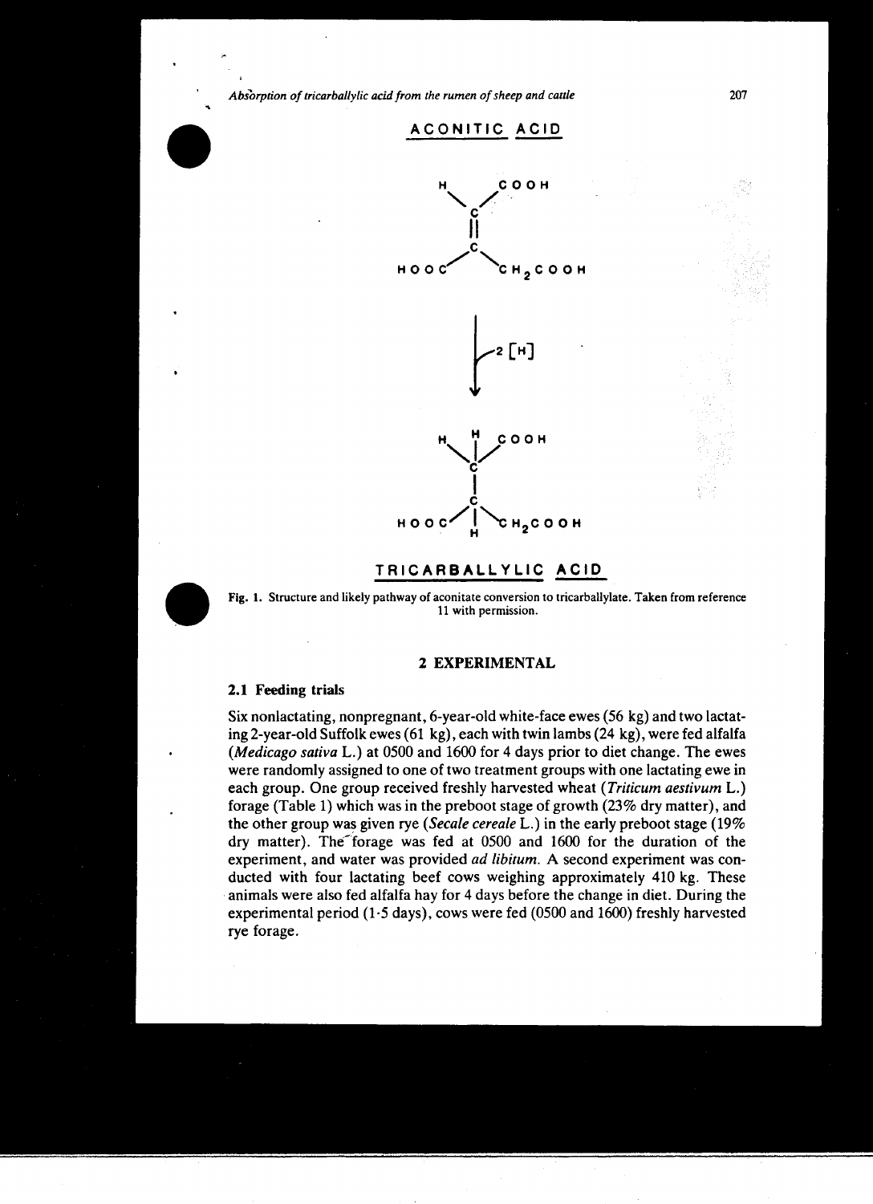ACONITIC ACID

$$\mathrm{HOOC{-}C(CH_2COOH){=}CH{-}COOH}$$

$$\downarrow 2\,[H]$$

$$\mathrm{HOOC{-}CH(CH_2COOH){-}CH_2{-}COOH}$$

TRICARBALLYLIC ACID

**Fig. 1.** Structure and likely pathway of aconitate conversion to tricarballylate. Taken from reference 11 with permission.

## 2 EXPERIMENTAL

### 2.1 Feeding trials

Six nonlactating, nonpregnant, 6-year-old white-face ewes (56 kg) and two lactating 2-year-old Suffolk ewes (61 kg), each with twin lambs (24 kg), were fed alfalfa (*Medicago sativa* L.) at 0500 and 1600 for 4 days prior to diet change. The ewes were randomly assigned to one of two treatment groups with one lactating ewe in each group. One group received freshly harvested wheat (*Triticum aestivum* L.) forage (Table 1) which was in the preboot stage of growth (23% dry matter), and the other group was given rye (*Secale cereale* L.) in the early preboot stage (19% dry matter). The forage was fed at 0500 and 1600 for the duration of the experiment, and water was provided *ad libitum*. A second experiment was conducted with four lactating beef cows weighing approximately 410 kg. These animals were also fed alfalfa hay for 4 days before the change in diet. During the experimental period (1·5 days), cows were fed (0500 and 1600) freshly harvested rye forage.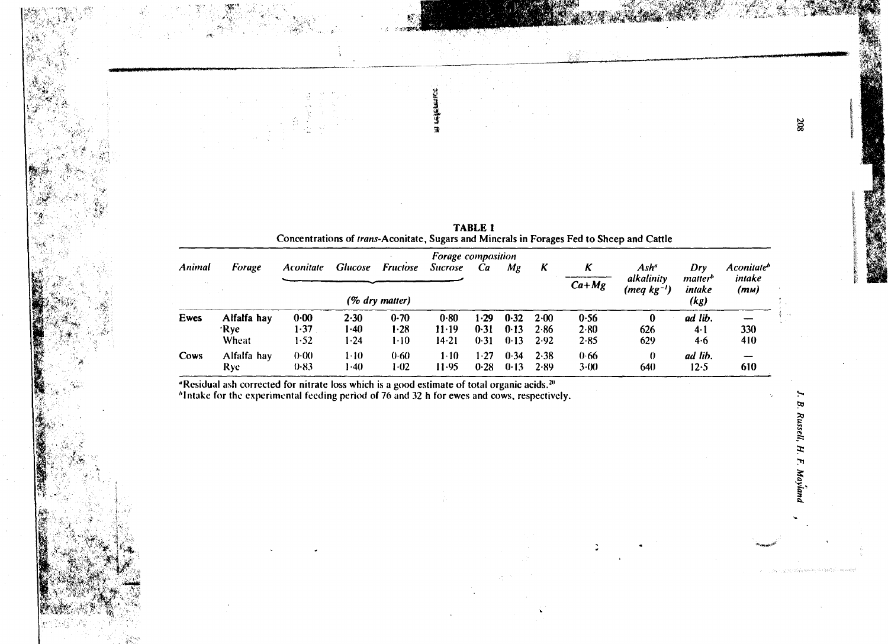**TABLE 1**
Concentrations of *trans*-Aconitate, Sugars and Minerals in Forages Fed to Sheep and Cattle

| Animal | Forage | Forage composition | | | | | | | | | | |
|---|---|---|---|---|---|---|---|---|---|---|---|---|
| | | Aconitate | Glucose | Fructose | Sucrose | Ca | Mg | K | K / (Ca+Mg) | Ash[a] alkalinity (meq kg$^{-1}$) | Dry matter[b] intake (kg) | Aconitate[b] intake (mM) |
| | | (% dry matter) | | | | | | | | | | |
| **Ewes** | **Alfalfa hay** | **0·00** | **2·30** | **0·70** | **0·80** | **1·29** | **0·32** | **2·00** | **0·56** | **0** | ***ad lib.*** | **—** |
| | Rye | 1·37 | 1·40 | 1·28 | 11·19 | 0·31 | 0·13 | 2·86 | 2·80 | 626 | 4·1 | 330 |
| | Wheat | 1·52 | 1·24 | 1·10 | 14·21 | 0·31 | 0·13 | 2·92 | 2·85 | 629 | 4·6 | 410 |
| Cows | Alfalfa hay | 0·00 | 1·10 | 0·60 | 1·10 | 1·27 | 0·34 | 2·38 | 0·66 | 0 | *ad lib.* | — |
| | Rye | 0·83 | 1·40 | 1·02 | 11·95 | 0·28 | 0·13 | 2·89 | 3·00 | 640 | 12·5 | 610 |

[a]Residual ash corrected for nitrate loss which is a good estimate of total organic acids.[20]
[b]Intake for the experimental feeding period of 76 and 32 h for ewes and cows, respectively.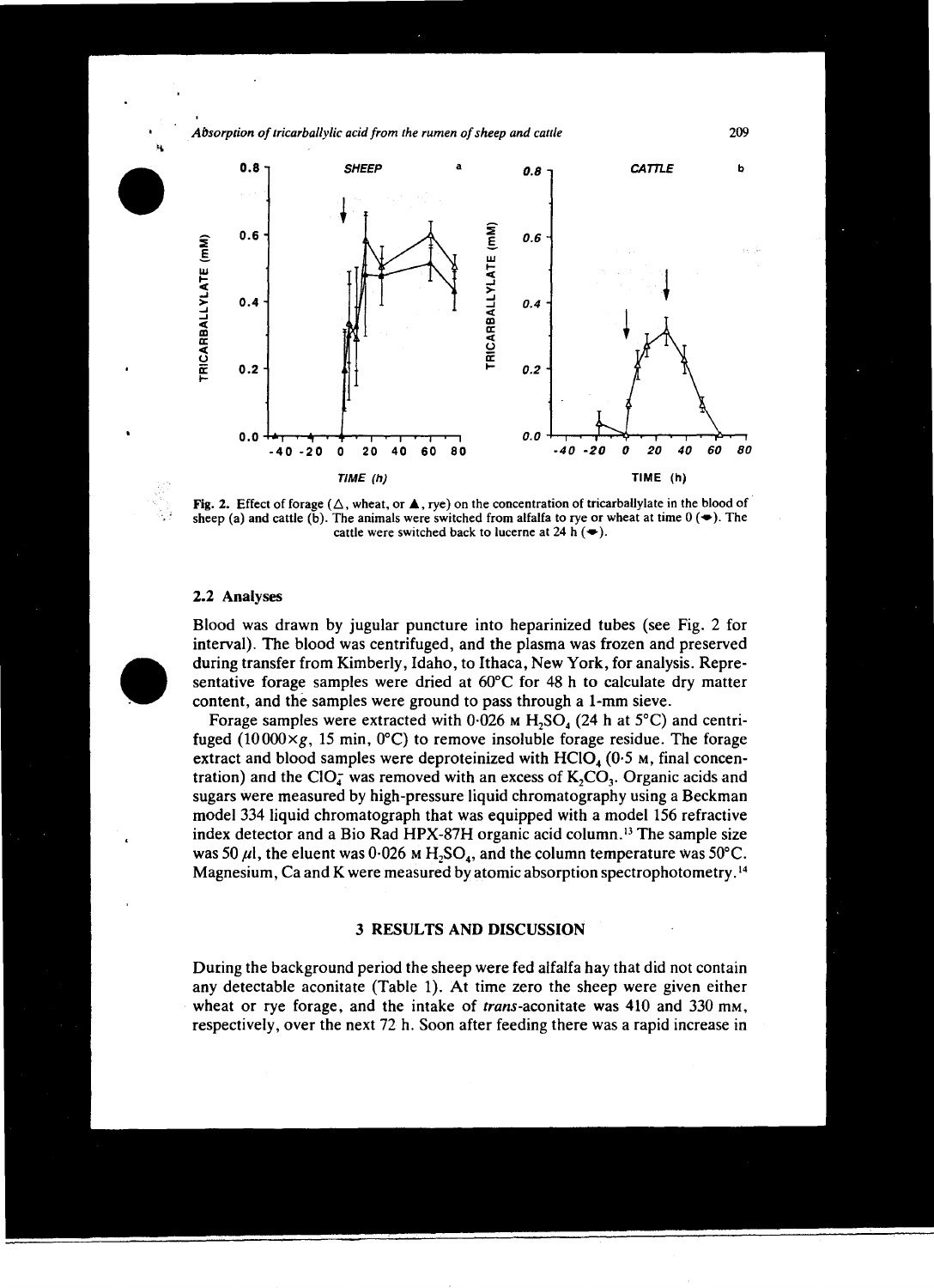Fig. 2. Effect of forage (△, wheat, or ▲, rye) on the concentration of tricarballylate in the blood of sheep (a) and cattle (b). The animals were switched from alfalfa to rye or wheat at time 0 (↓). The cattle were switched back to lucerne at 24 h (↓).

### 2.2 Analyses

Blood was drawn by jugular puncture into heparinized tubes (see Fig. 2 for interval). The blood was centrifuged, and the plasma was frozen and preserved during transfer from Kimberly, Idaho, to Ithaca, New York, for analysis. Representative forage samples were dried at 60°C for 48 h to calculate dry matter content, and the samples were ground to pass through a 1-mm sieve.

Forage samples were extracted with 0·026 M $H_2SO_4$ (24 h at 5°C) and centrifuged (10 000×*g*, 15 min, 0°C) to remove insoluble forage residue. The forage extract and blood samples were deproteinized with $HClO_4$ (0·5 M, final concentration) and the $ClO_4^-$ was removed with an excess of $K_2CO_3$. Organic acids and sugars were measured by high-pressure liquid chromatography using a Beckman model 334 liquid chromatograph that was equipped with a model 156 refractive index detector and a Bio Rad HPX-87H organic acid column.[13] The sample size was 50 $\mu$l, the eluent was 0·026 M $H_2SO_4$, and the column temperature was 50°C. Magnesium, Ca and K were measured by atomic absorption spectrophotometry.[14]

## 3 RESULTS AND DISCUSSION

During the background period the sheep were fed alfalfa hay that did not contain any detectable aconitate (Table 1). At time zero the sheep were given either wheat or rye forage, and the intake of *trans*-aconitate was 410 and 330 mM, respectively, over the next 72 h. Soon after feeding there was a rapid increase in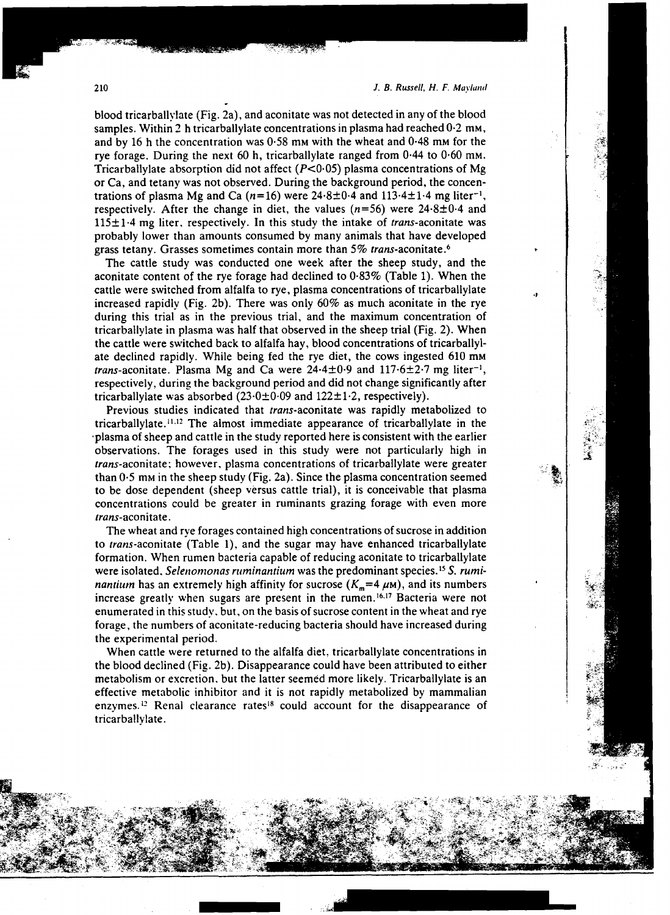blood tricarballylate (Fig. 2a), and aconitate was not detected in any of the blood samples. Within 2 h tricarballylate concentrations in plasma had reached 0·2 mM, and by 16 h the concentration was 0·58 mM with the wheat and 0·48 mM for the rye forage. During the next 60 h, tricarballylate ranged from 0·44 to 0·60 mM. Tricarballylate absorption did not affect ($P<0{\cdot}05$) plasma concentrations of Mg or Ca, and tetany was not observed. During the background period, the concentrations of plasma Mg and Ca ($n=16$) were 24·8±0·4 and 113·4±1·4 mg liter$^{-1}$, respectively. After the change in diet, the values ($n=56$) were 24·8±0·4 and 115±1·4 mg liter, respectively. In this study the intake of *trans*-aconitate was probably lower than amounts consumed by many animals that have developed grass tetany. Grasses sometimes contain more than 5% *trans*-aconitate.[6]

The cattle study was conducted one week after the sheep study, and the aconitate content of the rye forage had declined to 0·83% (Table 1). When the cattle were switched from alfalfa to rye, plasma concentrations of tricarballylate increased rapidly (Fig. 2b). There was only 60% as much aconitate in the rye during this trial as in the previous trial, and the maximum concentration of tricarballylate in plasma was half that observed in the sheep trial (Fig. 2). When the cattle were switched back to alfalfa hay, blood concentrations of tricarballylate declined rapidly. While being fed the rye diet, the cows ingested 610 mM *trans*-aconitate. Plasma Mg and Ca were 24·4±0·9 and 117·6±2·7 mg liter$^{-1}$, respectively, during the background period and did not change significantly after tricarballylate was absorbed (23·0±0·09 and 122±1·2, respectively).

Previous studies indicated that *trans*-aconitate was rapidly metabolized to tricarballylate.[11,12] The almost immediate appearance of tricarballylate in the plasma of sheep and cattle in the study reported here is consistent with the earlier observations. The forages used in this study were not particularly high in *trans*-aconitate; however, plasma concentrations of tricarballylate were greater than 0·5 mM in the sheep study (Fig. 2a). Since the plasma concentration seemed to be dose dependent (sheep versus cattle trial), it is conceivable that plasma concentrations could be greater in ruminants grazing forage with even more *trans*-aconitate.

The wheat and rye forages contained high concentrations of sucrose in addition to *trans*-aconitate (Table 1), and the sugar may have enhanced tricarballylate formation. When rumen bacteria capable of reducing aconitate to tricarballylate were isolated, *Selenomonas ruminantium* was the predominant species.[15] *S. ruminantium* has an extremely high affinity for sucrose ($K_m=4$ $\mu$M), and its numbers increase greatly when sugars are present in the rumen.[16,17] Bacteria were not enumerated in this study, but, on the basis of sucrose content in the wheat and rye forage, the numbers of aconitate-reducing bacteria should have increased during the experimental period.

When cattle were returned to the alfalfa diet, tricarballylate concentrations in the blood declined (Fig. 2b). Disappearance could have been attributed to either metabolism or excretion, but the latter seemed more likely. Tricarballylate is an effective metabolic inhibitor and it is not rapidly metabolized by mammalian enzymes.[12] Renal clearance rates[18] could account for the disappearance of tricarballylate.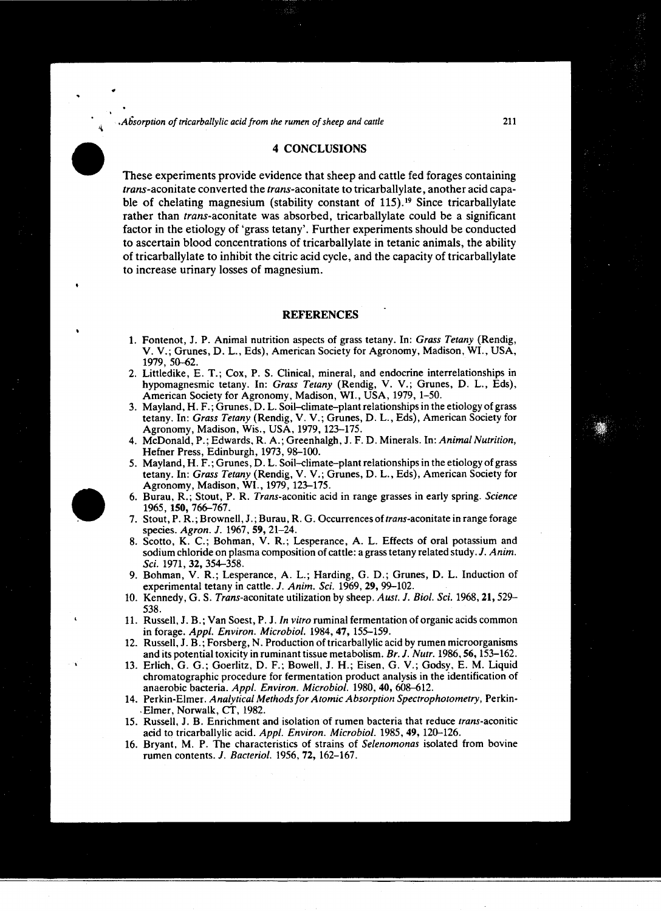## 4 CONCLUSIONS

These experiments provide evidence that sheep and cattle fed forages containing *trans*-aconitate converted the *trans*-aconitate to tricarballylate, another acid capable of chelating magnesium (stability constant of 115).[19] Since tricarballylate rather than *trans*-aconitate was absorbed, tricarballylate could be a significant factor in the etiology of 'grass tetany'. Further experiments should be conducted to ascertain blood concentrations of tricarballylate in tetanic animals, the ability of tricarballylate to inhibit the citric acid cycle, and the capacity of tricarballylate to increase urinary losses of magnesium.

## REFERENCES

1. Fontenot, J. P. Animal nutrition aspects of grass tetany. In: *Grass Tetany* (Rendig, V. V.; Grunes, D. L., Eds), American Society for Agronomy, Madison, WI., USA, 1979, 50–62.
2. Littledike, E. T.; Cox, P. S. Clinical, mineral, and endocrine interrelationships in hypomagnesmic tetany. In: *Grass Tetany* (Rendig, V. V.; Grunes, D. L., Eds), American Society for Agronomy, Madison, WI., USA, 1979, 1–50.
3. Mayland, H. F.; Grunes, D. L. Soil–climate–plant relationships in the etiology of grass tetany. In: *Grass Tetany* (Rendig, V. V.; Grunes, D. L., Eds), American Society for Agronomy, Madison, Wis., USA, 1979, 123–175.
4. McDonald, P.; Edwards, R. A.; Greenhalgh, J. F. D. Minerals. In: *Animal Nutrition*, Hefner Press, Edinburgh, 1973, 98–100.
5. Mayland, H. F.; Grunes, D. L. Soil–climate–plant relationships in the etiology of grass tetany. In: *Grass Tetany* (Rendig, V. V.; Grunes, D. L., Eds), American Society for Agronomy, Madison, WI., USA, 1979, 123–175.
6. Burau, R.; Stout, P. R. *Trans*-aconitic acid in range grasses in early spring. *Science* 1965, **150**, 766–767.
7. Stout, P. R.; Brownell, J.; Burau, R. G. Occurrences of *trans*-aconitate in range forage species. *Agron. J.* 1967, **59**, 21–24.
8. Scotto, K. C.; Bohman, V. R.; Lesperance, A. L. Effects of oral potassium and sodium chloride on plasma composition of cattle: a grass tetany related study. *J. Anim. Sci.* 1971, **32**, 354–358.
9. Bohman, V. R.; Lesperance, A. L.; Harding, G. D.; Grunes, D. L. Induction of experimental tetany in cattle. *J. Anim. Sci.* 1969, **29**, 99–102.
10. Kennedy, G. S. *Trans*-aconitate utilization by sheep. *Aust. J. Biol. Sci.* 1968, **21**, 529–538.
11. Russell, J. B.; Van Soest, P. J. *In vitro* ruminal fermentation of organic acids common in forage. *Appl. Environ. Microbiol.* 1984, **47**, 155–159.
12. Russell, J. B.; Forsberg, N. Production of tricarballylic acid by rumen microorganisms and its potential toxicity in ruminant tissue metabolism. *Br. J. Nutr.* 1986, **56**, 153–162.
13. Erlich, G. G.; Goerlitz, D. F.; Bowell, J. H.; Eisen, G. V.; Godsy, E. M. Liquid chromatographic procedure for fermentation product analysis in the identification of anaerobic bacteria. *Appl. Environ. Microbiol.* 1980, **40**, 608–612.
14. Perkin-Elmer. *Analytical Methods for Atomic Absorption Spectrophotometry*, Perkin-Elmer, Norwalk, CT, 1982.
15. Russell, J. B. Enrichment and isolation of rumen bacteria that reduce *trans*-aconitic acid to tricarballylic acid. *Appl. Environ. Microbiol.* 1985, **49**, 120–126.
16. Bryant, M. P. The characteristics of strains of *Selenomonas* isolated from bovine rumen contents. *J. Bacteriol.* 1956, **72**, 162–167.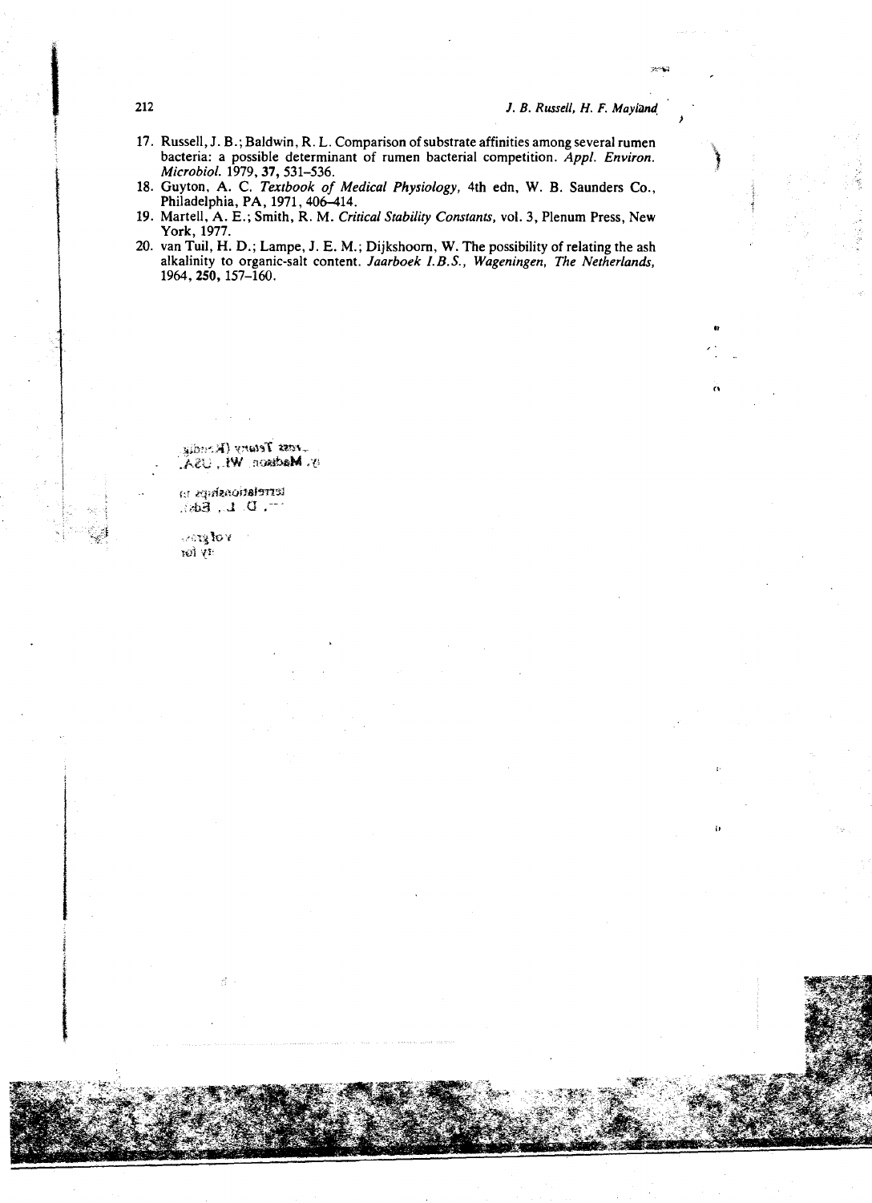17. Russell, J. B.; Baldwin, R. L. Comparison of substrate affinities among several rumen bacteria: a possible determinant of rumen bacterial competition. *Appl. Environ. Microbiol.* 1979, **37**, 531–536.
18. Guyton, A. C. *Textbook of Medical Physiology*, 4th edn, W. B. Saunders Co., Philadelphia, PA, 1971, 406–414.
19. Martell, A. E.; Smith, R. M. *Critical Stability Constants*, vol. 3, Plenum Press, New York, 1977.
20. van Tuil, H. D.; Lampe, J. E. M.; Dijkshoorn, W. The possibility of relating the ash alkalinity to organic-salt content. *Jaarboek I.B.S., Wageningen, The Netherlands*, 1964, **250**, 157–160.